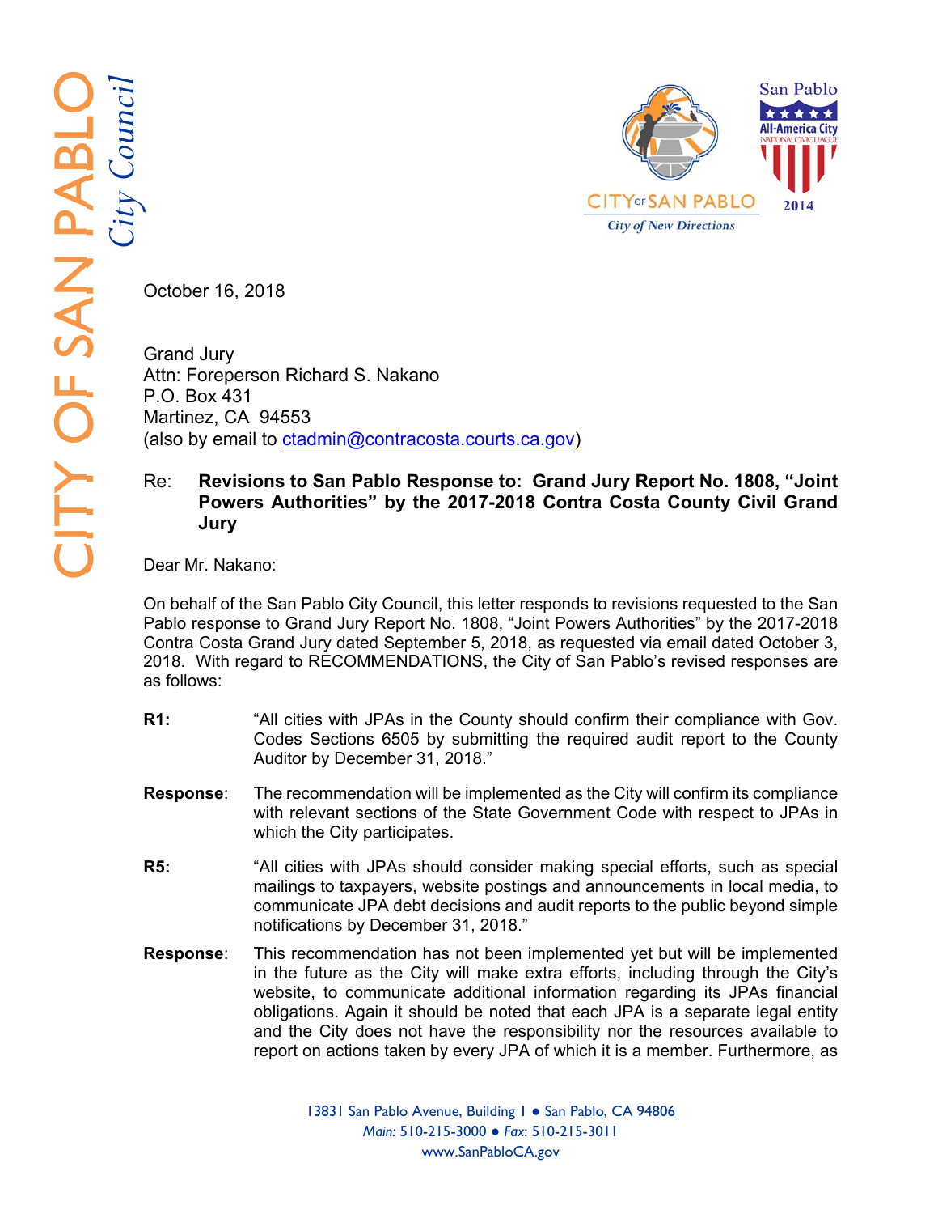CITY OF SAN PABLO *City Council*

CITY OF SAN PABLO
*City of New Directions*

San Pablo All-America City NATIONAL CIVIC LEAGUE 2014

October 16, 2018

Grand Jury
Attn: Foreperson Richard S. Nakano
P.O. Box 431
Martinez, CA 94553
(also by email to ctadmin@contracosta.courts.ca.gov)

Re: **Revisions to San Pablo Response to: Grand Jury Report No. 1808, "Joint Powers Authorities" by the 2017-2018 Contra Costa County Civil Grand Jury**

Dear Mr. Nakano:

On behalf of the San Pablo City Council, this letter responds to revisions requested to the San Pablo response to Grand Jury Report No. 1808, "Joint Powers Authorities" by the 2017-2018 Contra Costa Grand Jury dated September 5, 2018, as requested via email dated October 3, 2018. With regard to RECOMMENDATIONS, the City of San Pablo's revised responses are as follows:

**R1:** "All cities with JPAs in the County should confirm their compliance with Gov. Codes Sections 6505 by submitting the required audit report to the County Auditor by December 31, 2018."

**Response**: The recommendation will be implemented as the City will confirm its compliance with relevant sections of the State Government Code with respect to JPAs in which the City participates.

**R5:** "All cities with JPAs should consider making special efforts, such as special mailings to taxpayers, website postings and announcements in local media, to communicate JPA debt decisions and audit reports to the public beyond simple notifications by December 31, 2018."

**Response**: This recommendation has not been implemented yet but will be implemented in the future as the City will make extra efforts, including through the City's website, to communicate additional information regarding its JPAs financial obligations. Again it should be noted that each JPA is a separate legal entity and the City does not have the responsibility nor the resources available to report on actions taken by every JPA of which it is a member. Furthermore, as

13831 San Pablo Avenue, Building 1 ● San Pablo, CA 94806
*Main:* 510-215-3000 ● *Fax*: 510-215-3011
www.SanPabloCA.gov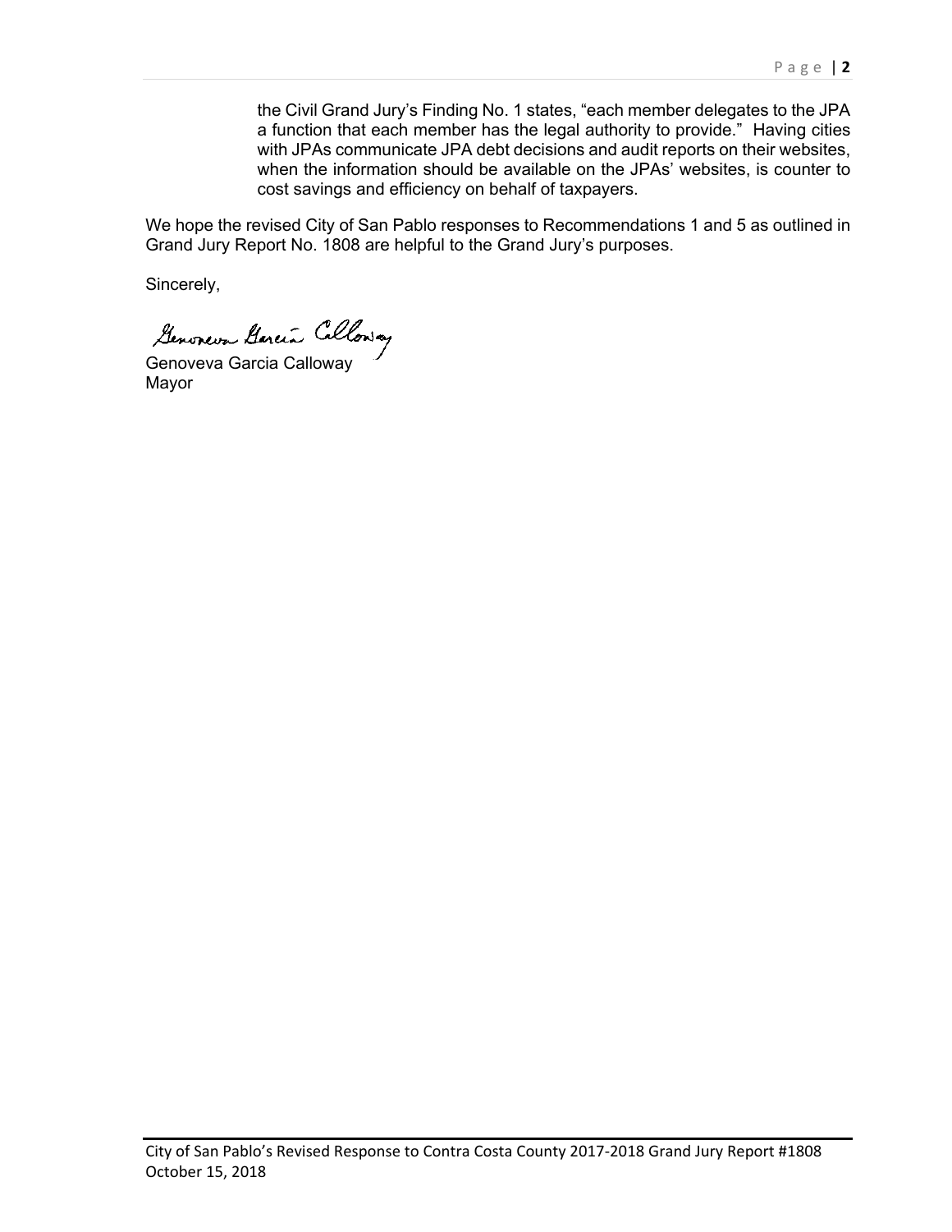the Civil Grand Jury's Finding No. 1 states, "each member delegates to the JPA a function that each member has the legal authority to provide." Having cities with JPAs communicate JPA debt decisions and audit reports on their websites, when the information should be available on the JPAs' websites, is counter to cost savings and efficiency on behalf of taxpayers.

We hope the revised City of San Pablo responses to Recommendations 1 and 5 as outlined in Grand Jury Report No. 1808 are helpful to the Grand Jury's purposes.

Sincerely,

Genoveva Garcia Calloway

Genoveva Garcia Calloway
Mayor